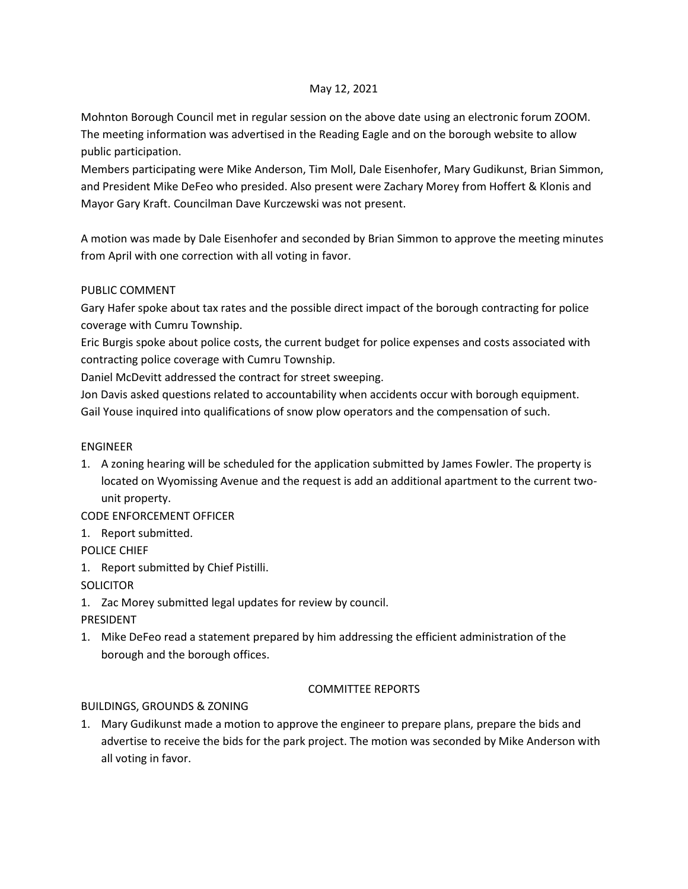May 12, 2021

Mohnton Borough Council met in regular session on the above date using an electronic forum ZOOM. The meeting information was advertised in the Reading Eagle and on the borough website to allow public participation.

Members participating were Mike Anderson, Tim Moll, Dale Eisenhofer, Mary Gudikunst, Brian Simmon, and President Mike DeFeo who presided. Also present were Zachary Morey from Hoffert & Klonis and Mayor Gary Kraft. Councilman Dave Kurczewski was not present.

A motion was made by Dale Eisenhofer and seconded by Brian Simmon to approve the meeting minutes from April with one correction with all voting in favor.

PUBLIC COMMENT

Gary Hafer spoke about tax rates and the possible direct impact of the borough contracting for police coverage with Cumru Township.

Eric Burgis spoke about police costs, the current budget for police expenses and costs associated with contracting police coverage with Cumru Township.

Daniel McDevitt addressed the contract for street sweeping.

Jon Davis asked questions related to accountability when accidents occur with borough equipment.

Gail Youse inquired into qualifications of snow plow operators and the compensation of such.

ENGINEER

1. A zoning hearing will be scheduled for the application submitted by James Fowler. The property is located on Wyomissing Avenue and the request is add an additional apartment to the current two-unit property.

CODE ENFORCEMENT OFFICER

1. Report submitted.

POLICE CHIEF

1. Report submitted by Chief Pistilli.

SOLICITOR

1. Zac Morey submitted legal updates for review by council.

PRESIDENT

1. Mike DeFeo read a statement prepared by him addressing the efficient administration of the borough and the borough offices.

COMMITTEE REPORTS

BUILDINGS, GROUNDS & ZONING

1. Mary Gudikunst made a motion to approve the engineer to prepare plans, prepare the bids and advertise to receive the bids for the park project. The motion was seconded by Mike Anderson with all voting in favor.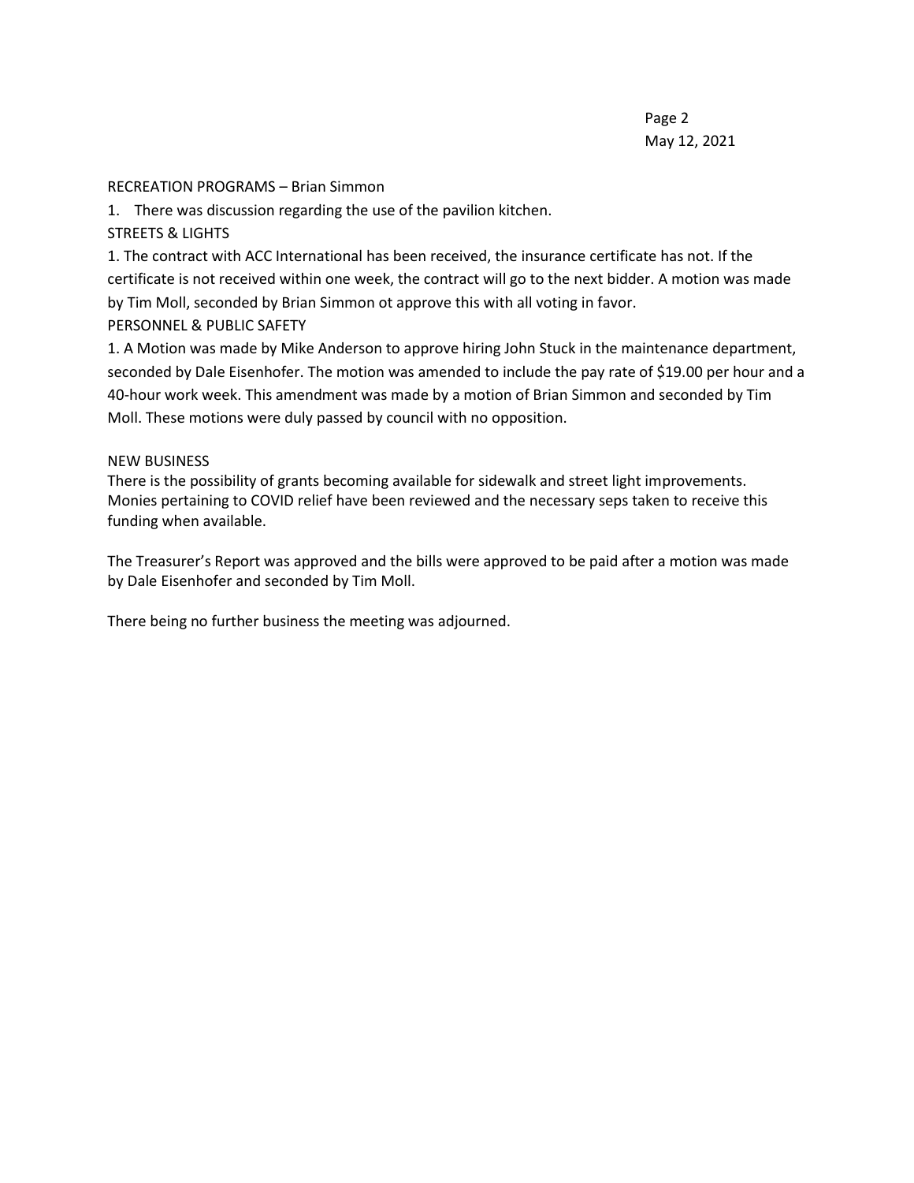RECREATION PROGRAMS – Brian Simmon

1. There was discussion regarding the use of the pavilion kitchen.

STREETS & LIGHTS

1. The contract with ACC International has been received, the insurance certificate has not. If the certificate is not received within one week, the contract will go to the next bidder. A motion was made by Tim Moll, seconded by Brian Simmon ot approve this with all voting in favor.

PERSONNEL & PUBLIC SAFETY

1. A Motion was made by Mike Anderson to approve hiring John Stuck in the maintenance department, seconded by Dale Eisenhofer. The motion was amended to include the pay rate of $19.00 per hour and a 40-hour work week. This amendment was made by a motion of Brian Simmon and seconded by Tim Moll. These motions were duly passed by council with no opposition.

NEW BUSINESS

There is the possibility of grants becoming available for sidewalk and street light improvements. Monies pertaining to COVID relief have been reviewed and the necessary seps taken to receive this funding when available.

The Treasurer's Report was approved and the bills were approved to be paid after a motion was made by Dale Eisenhofer and seconded by Tim Moll.

There being no further business the meeting was adjourned.